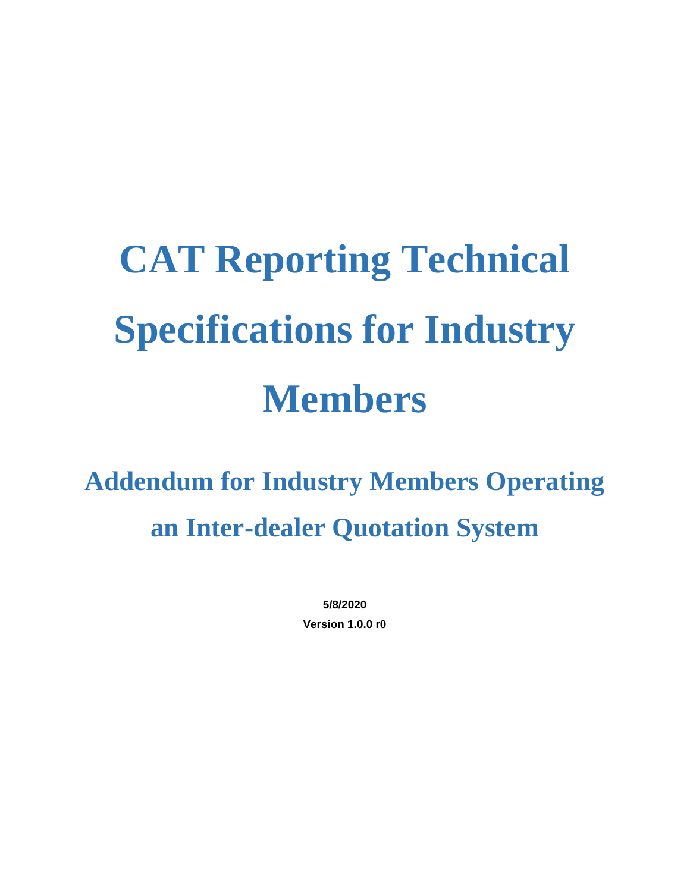# CAT Reporting Technical Specifications for Industry Members

## Addendum for Industry Members Operating an Inter-dealer Quotation System

**5/8/2020**

**Version 1.0.0 r0**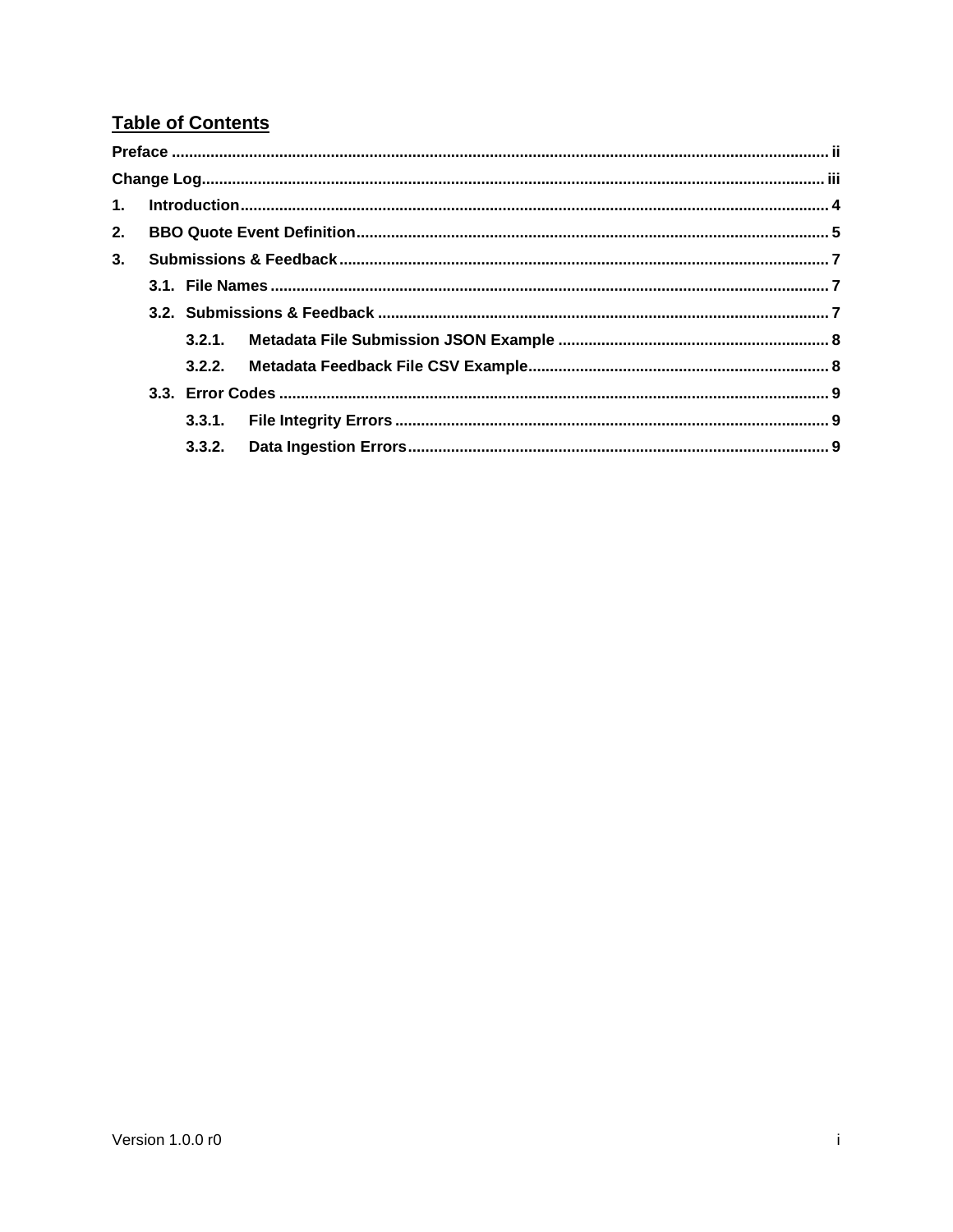## Table of Contents

**Preface** ........................................................ ii

**Change Log** ........................................................ iii

**1. Introduction** ........................................................ 4

**2. BBO Quote Event Definition** ........................................................ 5

**3. Submissions & Feedback** ........................................................ 7

- **3.1. File Names** ........................................................ 7
- **3.2. Submissions & Feedback** ........................................................ 7
  - **3.2.1. Metadata File Submission JSON Example** ........................................................ 8
  - **3.2.2. Metadata Feedback File CSV Example** ........................................................ 8
- **3.3. Error Codes** ........................................................ 9
  - **3.3.1. File Integrity Errors** ........................................................ 9
  - **3.3.2. Data Ingestion Errors** ........................................................ 9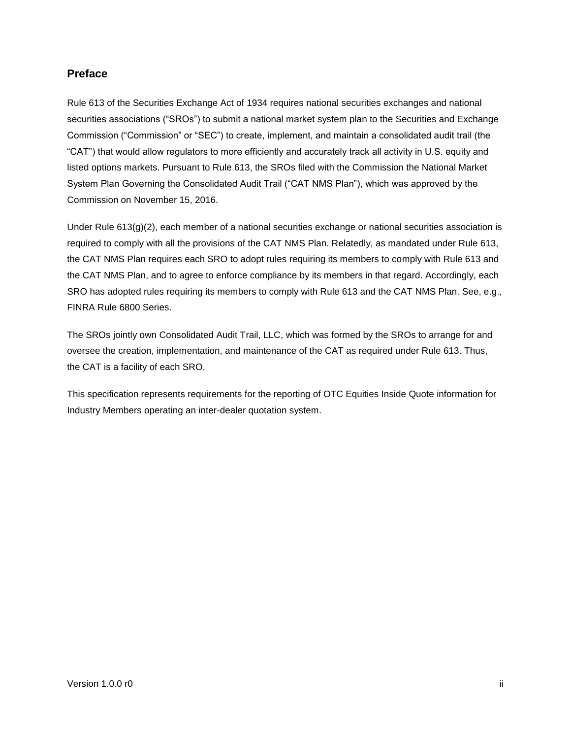## Preface

Rule 613 of the Securities Exchange Act of 1934 requires national securities exchanges and national securities associations ("SROs") to submit a national market system plan to the Securities and Exchange Commission ("Commission" or "SEC") to create, implement, and maintain a consolidated audit trail (the "CAT") that would allow regulators to more efficiently and accurately track all activity in U.S. equity and listed options markets. Pursuant to Rule 613, the SROs filed with the Commission the National Market System Plan Governing the Consolidated Audit Trail ("CAT NMS Plan"), which was approved by the Commission on November 15, 2016.

Under Rule 613(g)(2), each member of a national securities exchange or national securities association is required to comply with all the provisions of the CAT NMS Plan. Relatedly, as mandated under Rule 613, the CAT NMS Plan requires each SRO to adopt rules requiring its members to comply with Rule 613 and the CAT NMS Plan, and to agree to enforce compliance by its members in that regard. Accordingly, each SRO has adopted rules requiring its members to comply with Rule 613 and the CAT NMS Plan. See, e.g., FINRA Rule 6800 Series.

The SROs jointly own Consolidated Audit Trail, LLC, which was formed by the SROs to arrange for and oversee the creation, implementation, and maintenance of the CAT as required under Rule 613. Thus, the CAT is a facility of each SRO.

This specification represents requirements for the reporting of OTC Equities Inside Quote information for Industry Members operating an inter-dealer quotation system.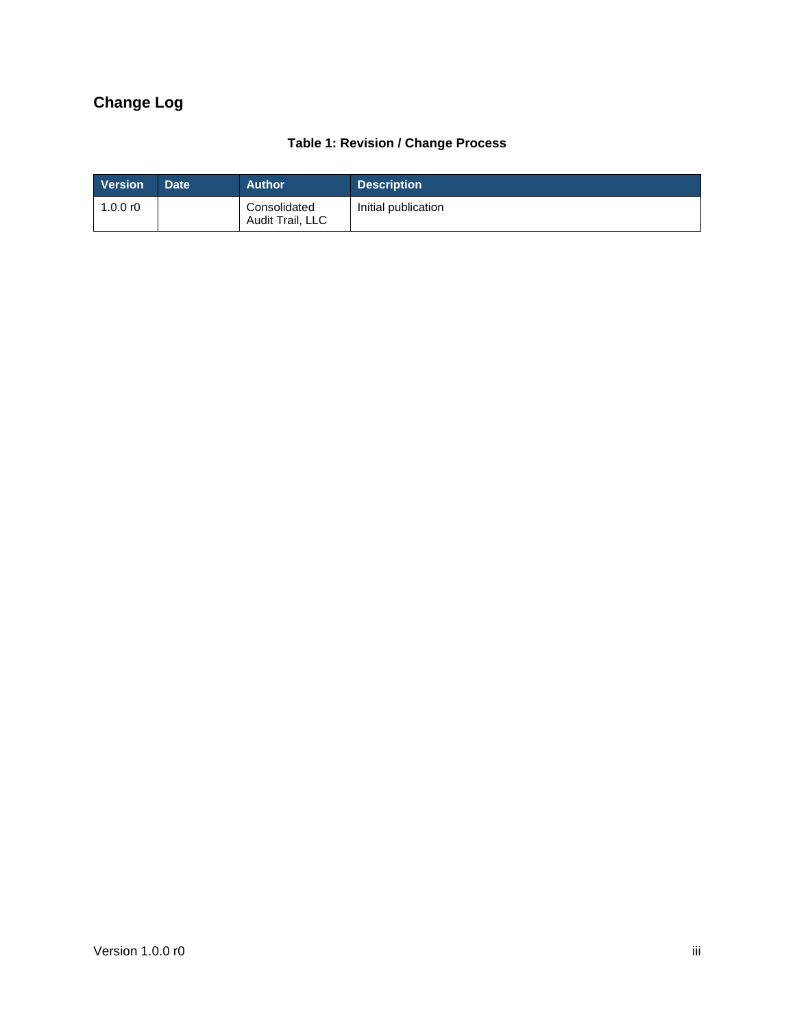## Change Log

**Table 1: Revision / Change Process**

| Version | Date | Author | Description |
| --- | --- | --- | --- |
| 1.0.0 r0 | | Consolidated Audit Trail, LLC | Initial publication |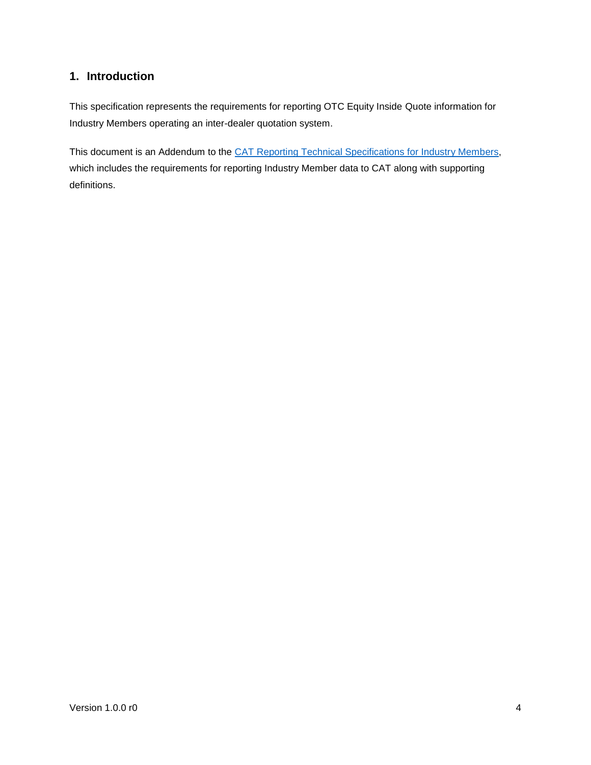## 1. Introduction

This specification represents the requirements for reporting OTC Equity Inside Quote information for Industry Members operating an inter-dealer quotation system.

This document is an Addendum to the CAT Reporting Technical Specifications for Industry Members, which includes the requirements for reporting Industry Member data to CAT along with supporting definitions.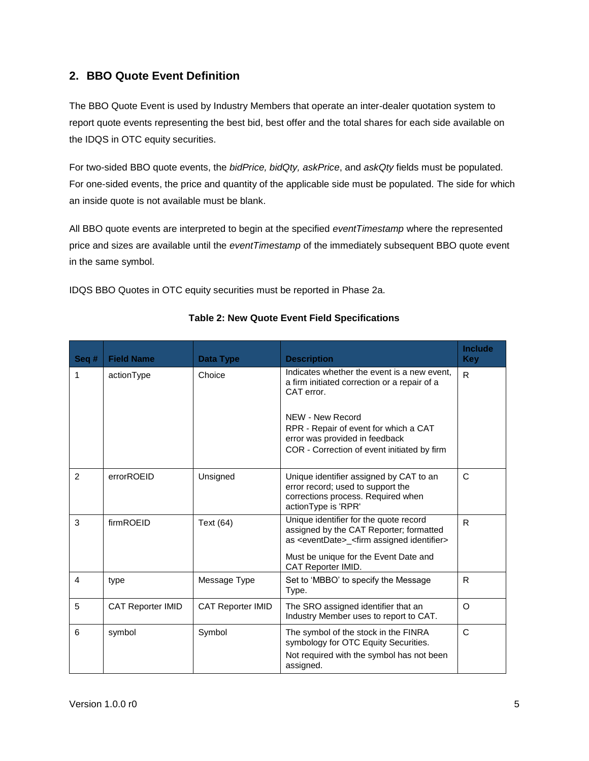## 2. BBO Quote Event Definition

The BBO Quote Event is used by Industry Members that operate an inter-dealer quotation system to report quote events representing the best bid, best offer and the total shares for each side available on the IDQS in OTC equity securities.

For two-sided BBO quote events, the *bidPrice, bidQty, askPrice*, and *askQty* fields must be populated. For one-sided events, the price and quantity of the applicable side must be populated. The side for which an inside quote is not available must be blank.

All BBO quote events are interpreted to begin at the specified *eventTimestamp* where the represented price and sizes are available until the *eventTimestamp* of the immediately subsequent BBO quote event in the same symbol.

IDQS BBO Quotes in OTC equity securities must be reported in Phase 2a.

**Table 2: New Quote Event Field Specifications**

| Seq # | Field Name | Data Type | Description | Include Key |
|---|---|---|---|---|
| 1 | actionType | Choice | Indicates whether the event is a new event, a firm initiated correction or a repair of a CAT error.<br><br>NEW - New Record<br>RPR - Repair of event for which a CAT error was provided in feedback<br>COR - Correction of event initiated by firm | R |
| 2 | errorROEID | Unsigned | Unique identifier assigned by CAT to an error record; used to support the corrections process. Required when actionType is 'RPR' | C |
| 3 | firmROEID | Text (64) | Unique identifier for the quote record assigned by the CAT Reporter; formatted as <eventDate>_<firm assigned identifier><br><br>Must be unique for the Event Date and CAT Reporter IMID. | R |
| 4 | type | Message Type | Set to 'MBBO' to specify the Message Type. | R |
| 5 | CAT Reporter IMID | CAT Reporter IMID | The SRO assigned identifier that an Industry Member uses to report to CAT. | O |
| 6 | symbol | Symbol | The symbol of the stock in the FINRA symbology for OTC Equity Securities.<br><br>Not required with the symbol has not been assigned. | C |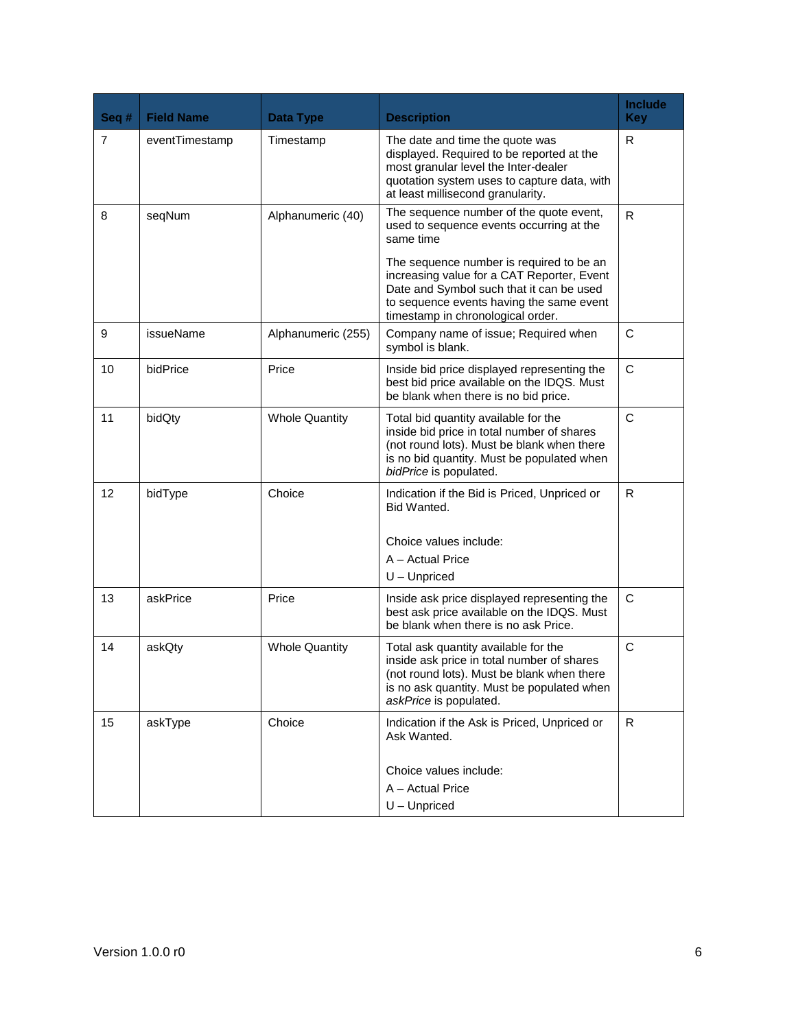| Seq # | Field Name | Data Type | Description | Include Key |
| --- | --- | --- | --- | --- |
| 7 | eventTimestamp | Timestamp | The date and time the quote was displayed. Required to be reported at the most granular level the Inter-dealer quotation system uses to capture data, with at least millisecond granularity. | R |
| 8 | seqNum | Alphanumeric (40) | The sequence number of the quote event, used to sequence events occurring at the same time<br><br>The sequence number is required to be an increasing value for a CAT Reporter, Event Date and Symbol such that it can be used to sequence events having the same event timestamp in chronological order. | R |
| 9 | issueName | Alphanumeric (255) | Company name of issue; Required when symbol is blank. | C |
| 10 | bidPrice | Price | Inside bid price displayed representing the best bid price available on the IDQS. Must be blank when there is no bid price. | C |
| 11 | bidQty | Whole Quantity | Total bid quantity available for the inside bid price in total number of shares (not round lots). Must be blank when there is no bid quantity. Must be populated when *bidPrice* is populated. | C |
| 12 | bidType | Choice | Indication if the Bid is Priced, Unpriced or Bid Wanted.<br><br>Choice values include:<br>A – Actual Price<br>U – Unpriced | R |
| 13 | askPrice | Price | Inside ask price displayed representing the best ask price available on the IDQS. Must be blank when there is no ask Price. | C |
| 14 | askQty | Whole Quantity | Total ask quantity available for the inside ask price in total number of shares (not round lots). Must be blank when there is no ask quantity. Must be populated when *askPrice* is populated. | C |
| 15 | askType | Choice | Indication if the Ask is Priced, Unpriced or Ask Wanted.<br><br>Choice values include:<br>A – Actual Price<br>U – Unpriced | R |

Version 1.0.0 r0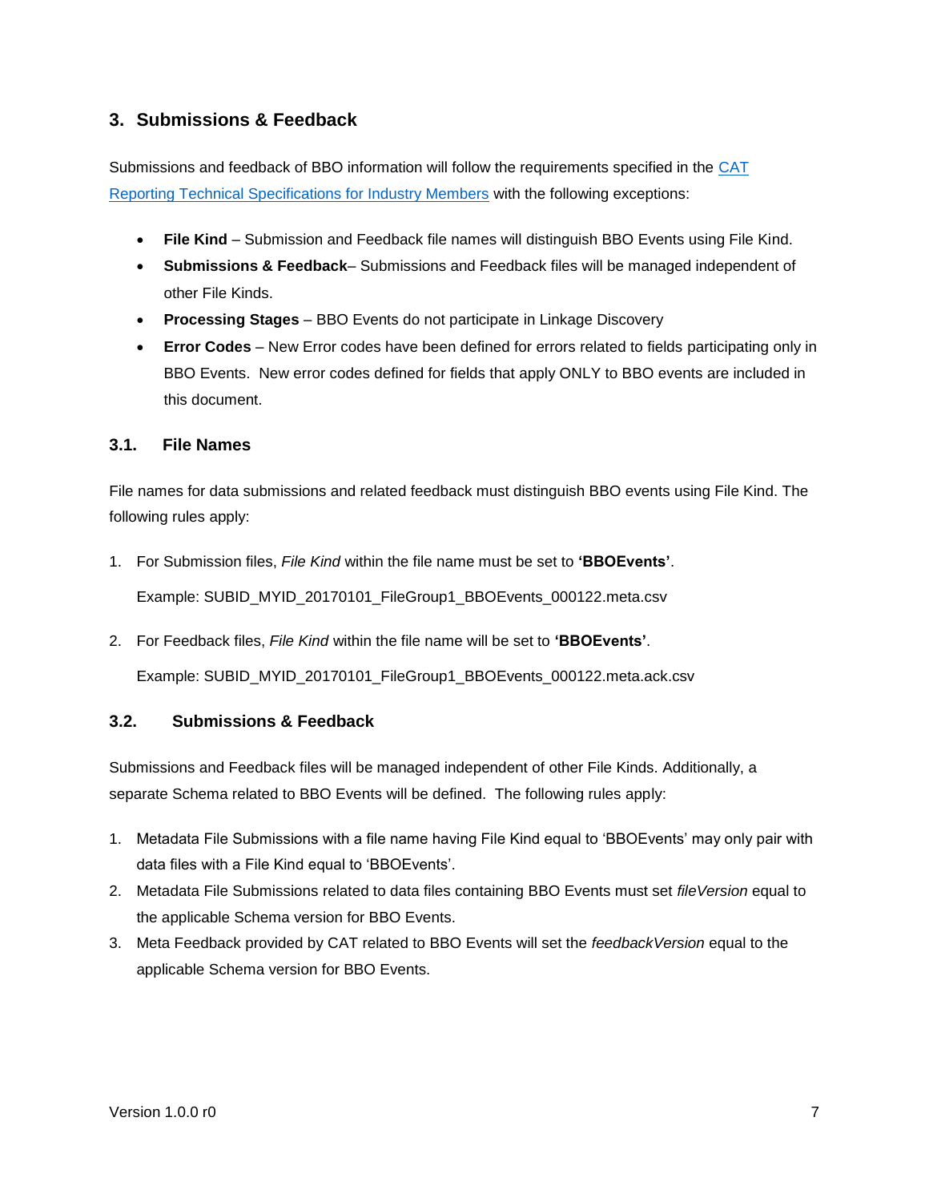## 3. Submissions & Feedback

Submissions and feedback of BBO information will follow the requirements specified in the [CAT Reporting Technical Specifications for Industry Members](CAT Reporting Technical Specifications for Industry Members) with the following exceptions:

- **File Kind** – Submission and Feedback file names will distinguish BBO Events using File Kind.
- **Submissions & Feedback**– Submissions and Feedback files will be managed independent of other File Kinds.
- **Processing Stages** – BBO Events do not participate in Linkage Discovery
- **Error Codes** – New Error codes have been defined for errors related to fields participating only in BBO Events. New error codes defined for fields that apply ONLY to BBO events are included in this document.

### 3.1. File Names

File names for data submissions and related feedback must distinguish BBO events using File Kind. The following rules apply:

1. For Submission files, *File Kind* within the file name must be set to **'BBOEvents'**.

   Example: SUBID_MYID_20170101_FileGroup1_BBOEvents_000122.meta.csv

2. For Feedback files, *File Kind* within the file name will be set to **'BBOEvents'**.

   Example: SUBID_MYID_20170101_FileGroup1_BBOEvents_000122.meta.ack.csv

### 3.2. Submissions & Feedback

Submissions and Feedback files will be managed independent of other File Kinds. Additionally, a separate Schema related to BBO Events will be defined. The following rules apply:

1. Metadata File Submissions with a file name having File Kind equal to 'BBOEvents' may only pair with data files with a File Kind equal to 'BBOEvents'.
2. Metadata File Submissions related to data files containing BBO Events must set *fileVersion* equal to the applicable Schema version for BBO Events.
3. Meta Feedback provided by CAT related to BBO Events will set the *feedbackVersion* equal to the applicable Schema version for BBO Events.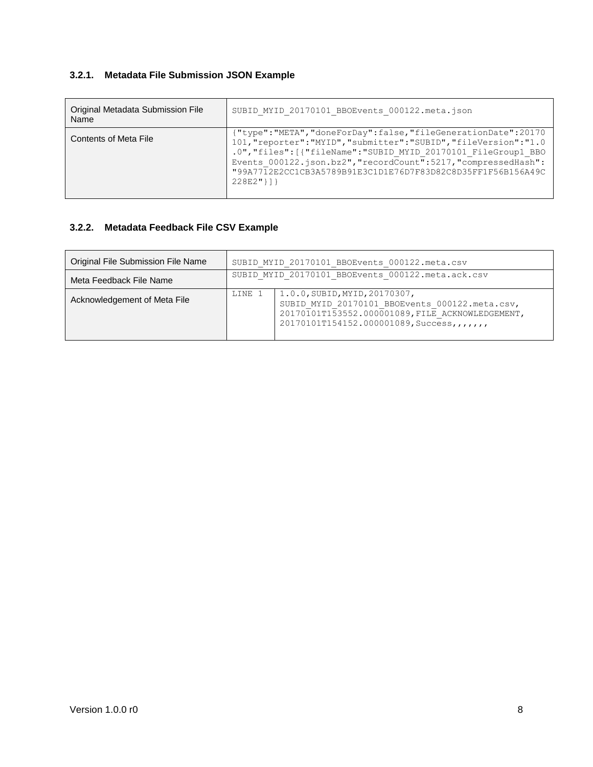### 3.2.1. Metadata File Submission JSON Example

| Original Metadata Submission File Name | SUBID_MYID_20170101_BBOEvents_000122.meta.json |
|---|---|
| Contents of Meta File | {"type":"META","doneForDay":false,"fileGenerationDate":20170101,"reporter":"MYID","submitter":"SUBID","fileVersion":"1.0.0","files":[{"fileName":"SUBID_MYID_20170101_FileGroup1_BBOEvents_000122.json.bz2","recordCount":5217,"compressedHash":"99A7712E2CC1CB3A5789B91E3C1D1E76D7F83D82C8D35FF1F56B156A49C228E2"}]} |

### 3.2.2. Metadata Feedback File CSV Example

| Original File Submission File Name | SUBID_MYID_20170101_BBOEvents_000122.meta.csv | |
|---|---|---|
| Meta Feedback File Name | SUBID_MYID_20170101_BBOEvents_000122.meta.ack.csv | |
| Acknowledgement of Meta File | LINE 1 | 1.0.0,SUBID,MYID,20170307, SUBID_MYID_20170101_BBOEvents_000122.meta.csv, 20170101T153552.000001089,FILE_ACKNOWLEDGEMENT, 20170101T154152.000001089,Success,,,,,,, |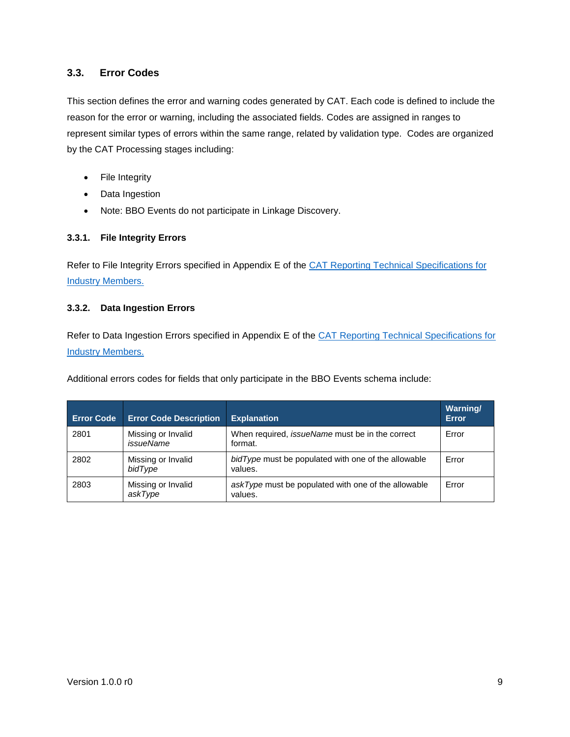## 3.3. Error Codes

This section defines the error and warning codes generated by CAT. Each code is defined to include the reason for the error or warning, including the associated fields. Codes are assigned in ranges to represent similar types of errors within the same range, related by validation type. Codes are organized by the CAT Processing stages including:

- File Integrity
- Data Ingestion
- Note: BBO Events do not participate in Linkage Discovery.

### 3.3.1. File Integrity Errors

Refer to File Integrity Errors specified in Appendix E of the [CAT Reporting Technical Specifications for Industry Members.]()

### 3.3.2. Data Ingestion Errors

Refer to Data Ingestion Errors specified in Appendix E of the [CAT Reporting Technical Specifications for Industry Members.]()

Additional errors codes for fields that only participate in the BBO Events schema include:

| Error Code | Error Code Description | Explanation | Warning/ Error |
|---|---|---|---|
| 2801 | Missing or Invalid *issueName* | When required, *issueName* must be in the correct format. | Error |
| 2802 | Missing or Invalid *bidType* | *bidType* must be populated with one of the allowable values. | Error |
| 2803 | Missing or Invalid *askType* | *askType* must be populated with one of the allowable values. | Error |